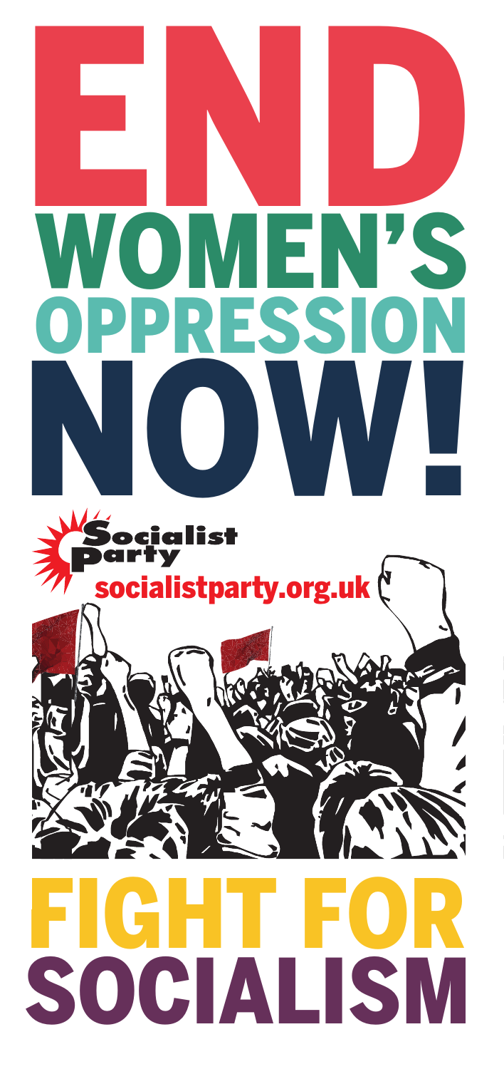# END WOMEN'S OPPRESSION NOW!

Socialist Party

socialistparty.org.uk

# FIGHT FOR SOCIALISM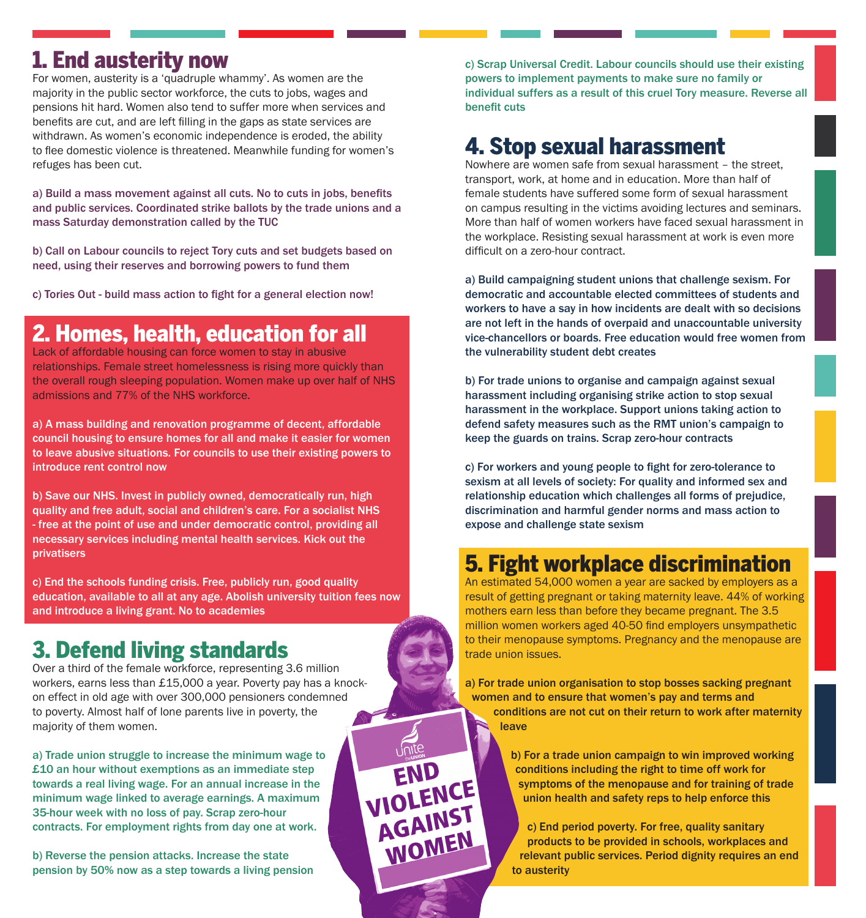# 1. End austerity now

For women, austerity is a 'quadruple whammy'. As women are the majority in the public sector workforce, the cuts to jobs, wages and pensions hit hard. Women also tend to suffer more when services and benefits are cut, and are left filling in the gaps as state services are withdrawn. As women's economic independence is eroded, the ability to flee domestic violence is threatened. Meanwhile funding for women's refuges has been cut.

**a) Build a mass movement against all cuts. No to cuts in jobs, benefits and public services. Coordinated strike ballots by the trade unions and a mass Saturday demonstration called by the TUC**

**b) Call on Labour councils to reject Tory cuts and set budgets based on need, using their reserves and borrowing powers to fund them**

**c) Tories Out - build mass action to fight for a general election now!**

# 2. Homes, health, education for all

Lack of affordable housing can force women to stay in abusive relationships. Female street homelessness is rising more quickly than the overall rough sleeping population. Women make up over half of NHS admissions and 77% of the NHS workforce.

**a) A mass building and renovation programme of decent, affordable council housing to ensure homes for all and make it easier for women to leave abusive situations. For councils to use their existing powers to introduce rent control now**

**b) Save our NHS. Invest in publicly owned, democratically run, high quality and free adult, social and children's care. For a socialist NHS - free at the point of use and under democratic control, providing all necessary services including mental health services. Kick out the privatisers**

**c) End the schools funding crisis. Free, publicly run, good quality education, available to all at any age. Abolish university tuition fees now and introduce a living grant. No to academies**

# 3. Defend living standards

Over a third of the female workforce, representing 3.6 million workers, earns less than £15,000 a year. Poverty pay has a knock-on effect in old age with over 300,000 pensioners condemned to poverty. Almost half of lone parents live in poverty, the majority of them women.

**a) Trade union struggle to increase the minimum wage to £10 an hour without exemptions as an immediate step towards a real living wage. For an annual increase in the minimum wage linked to average earnings. A maximum 35-hour week with no loss of pay. Scrap zero-hour contracts. For employment rights from day one at work.**

**b) Reverse the pension attacks. Increase the state pension by 50% now as a step towards a living pension**

**c) Scrap Universal Credit. Labour councils should use their existing powers to implement payments to make sure no family or individual suffers as a result of this cruel Tory measure. Reverse all benefit cuts**

# 4. Stop sexual harassment

Nowhere are women safe from sexual harassment – the street, transport, work, at home and in education. More than half of female students have suffered some form of sexual harassment on campus resulting in the victims avoiding lectures and seminars. More than half of women workers have faced sexual harassment in the workplace. Resisting sexual harassment at work is even more difficult on a zero-hour contract.

**a) Build campaigning student unions that challenge sexism. For democratic and accountable elected committees of students and workers to have a say in how incidents are dealt with so decisions are not left in the hands of overpaid and unaccountable university vice-chancellors or boards. Free education would free women from the vulnerability student debt creates**

**b) For trade unions to organise and campaign against sexual harassment including organising strike action to stop sexual harassment in the workplace. Support unions taking action to defend safety measures such as the RMT union's campaign to keep the guards on trains. Scrap zero-hour contracts**

**c) For workers and young people to fight for zero-tolerance to sexism at all levels of society: For quality and informed sex and relationship education which challenges all forms of prejudice, discrimination and harmful gender norms and mass action to expose and challenge state sexism**

# 5. Fight workplace discrimination

An estimated 54,000 women a year are sacked by employers as a result of getting pregnant or taking maternity leave. 44% of working mothers earn less than before they became pregnant. The 3.5 million women workers aged 40-50 find employers unsympathetic to their menopause symptoms. Pregnancy and the menopause are trade union issues.

**a) For trade union organisation to stop bosses sacking pregnant women and to ensure that women's pay and terms and conditions are not cut on their return to work after maternity leave**

**b) For a trade union campaign to win improved working conditions including the right to time off work for symptoms of the menopause and for training of trade union health and safety reps to help enforce this**

**c) End period poverty. For free, quality sanitary products to be provided in schools, workplaces and relevant public services. Period dignity requires an end to austerity**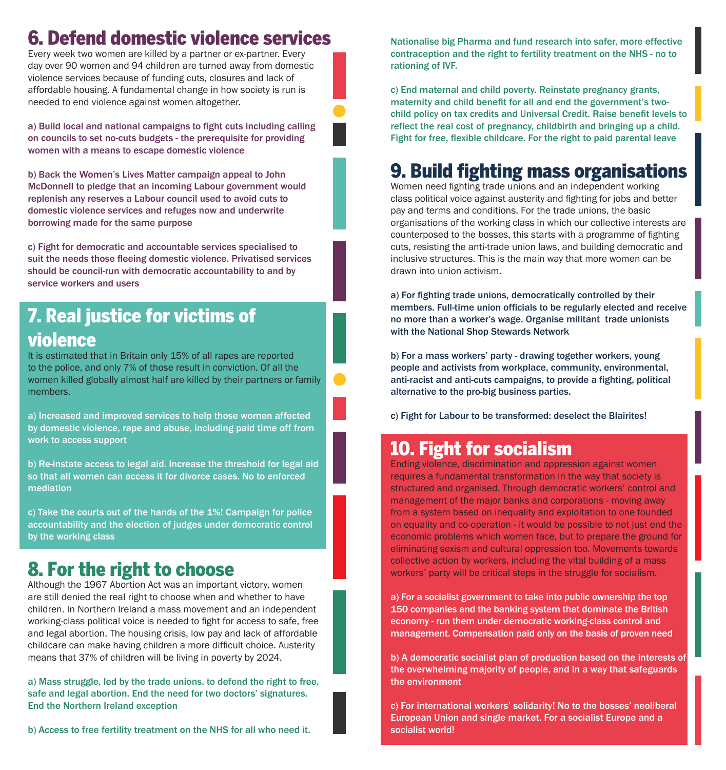## 6. Defend domestic violence services

Every week two women are killed by a partner or ex-partner. Every day over 90 women and 94 children are turned away from domestic violence services because of funding cuts, closures and lack of affordable housing. A fundamental change in how society is run is needed to end violence against women altogether.

**a) Build local and national campaigns to fight cuts including calling on councils to set no-cuts budgets - the prerequisite for providing women with a means to escape domestic violence**

**b) Back the Women's Lives Matter campaign appeal to John McDonnell to pledge that an incoming Labour government would replenish any reserves a Labour council used to avoid cuts to domestic violence services and refuges now and underwrite borrowing made for the same purpose**

**c) Fight for democratic and accountable services specialised to suit the needs those fleeing domestic violence. Privatised services should be council-run with democratic accountability to and by service workers and users**

## 7. Real justice for victims of violence

It is estimated that in Britain only 15% of all rapes are reported to the police, and only 7% of those result in conviction. Of all the women killed globally almost half are killed by their partners or family members.

**a) Increased and improved services to help those women affected by domestic violence, rape and abuse, including paid time off from work to access support**

**b) Re-instate access to legal aid. Increase the threshold for legal aid so that all women can access it for divorce cases. No to enforced mediation**

**c) Take the courts out of the hands of the 1%! Campaign for police accountability and the election of judges under democratic control by the working class**

## 8. For the right to choose

Although the 1967 Abortion Act was an important victory, women are still denied the real right to choose when and whether to have children. In Northern Ireland a mass movement and an independent working-class political voice is needed to fight for access to safe, free and legal abortion. The housing crisis, low pay and lack of affordable childcare can make having children a more difficult choice. Austerity means that 37% of children will be living in poverty by 2024.

**a) Mass struggle, led by the trade unions, to defend the right to free, safe and legal abortion. End the need for two doctors' signatures. End the Northern Ireland exception**

**b) Access to free fertility treatment on the NHS for all who need it. Nationalise big Pharma and fund research into safer, more effective contraception and the right to fertility treatment on the NHS - no to rationing of IVF.**

**c) End maternal and child poverty. Reinstate pregnancy grants, maternity and child benefit for all and end the government's two-child policy on tax credits and Universal Credit. Raise benefit levels to reflect the real cost of pregnancy, childbirth and bringing up a child. Fight for free, flexible childcare. For the right to paid parental leave**

## 9. Build fighting mass organisations

Women need fighting trade unions and an independent working class political voice against austerity and fighting for jobs and better pay and terms and conditions. For the trade unions, the basic organisations of the working class in which our collective interests are counterposed to the bosses, this starts with a programme of fighting cuts, resisting the anti-trade union laws, and building democratic and inclusive structures. This is the main way that more women can be drawn into union activism.

**a) For fighting trade unions, democratically controlled by their members. Full-time union officials to be regularly elected and receive no more than a worker's wage. Organise militant trade unionists with the National Shop Stewards Network**

**b) For a mass workers' party - drawing together workers, young people and activists from workplace, community, environmental, anti-racist and anti-cuts campaigns, to provide a fighting, political alternative to the pro-big business parties.**

**c) Fight for Labour to be transformed: deselect the Blairites!**

## 10. Fight for socialism

Ending violence, discrimination and oppression against women requires a fundamental transformation in the way that society is structured and organised. Through democratic workers' control and management of the major banks and corporations - moving away from a system based on inequality and exploitation to one founded on equality and co-operation - it would be possible to not just end the economic problems which women face, but to prepare the ground for eliminating sexism and cultural oppression too. Movements towards collective action by workers, including the vital building of a mass workers' party will be critical steps in the struggle for socialism.

**a) For a socialist government to take into public ownership the top 150 companies and the banking system that dominate the British economy - run them under democratic working-class control and management. Compensation paid only on the basis of proven need**

**b) A democratic socialist plan of production based on the interests of the overwhelming majority of people, and in a way that safeguards the environment**

**c) For international workers' solidarity! No to the bosses' neoliberal European Union and single market. For a socialist Europe and a socialist world!**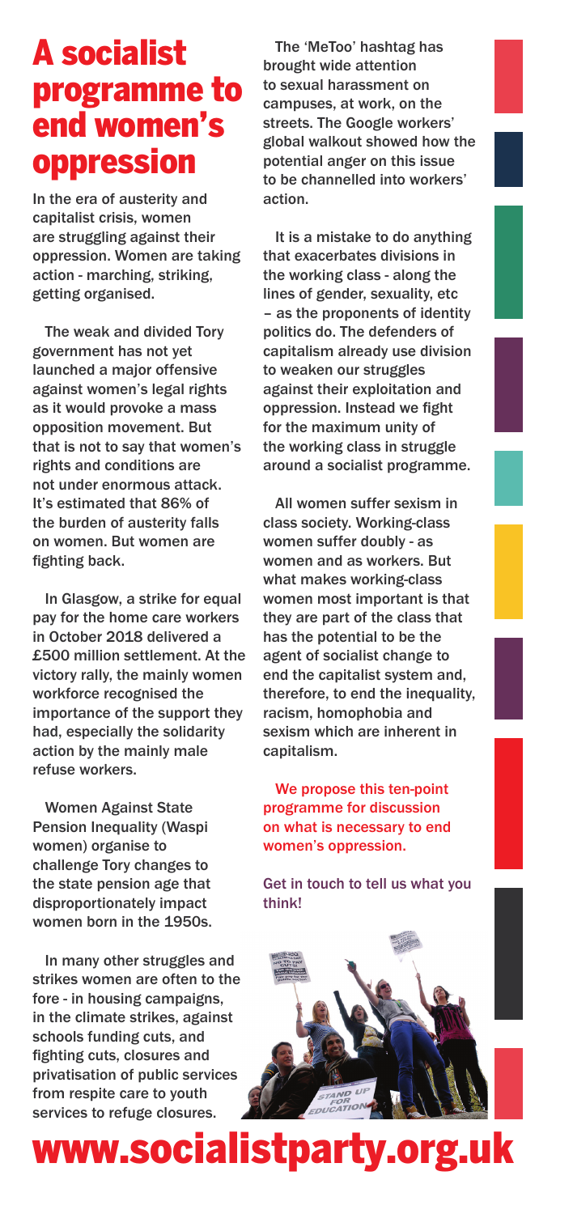# A socialist programme to end women's oppression

In the era of austerity and capitalist crisis, women are struggling against their oppression. Women are taking action - marching, striking, getting organised.

The weak and divided Tory government has not yet launched a major offensive against women's legal rights as it would provoke a mass opposition movement. But that is not to say that women's rights and conditions are not under enormous attack. It's estimated that 86% of the burden of austerity falls on women. But women are fighting back.

In Glasgow, a strike for equal pay for the home care workers in October 2018 delivered a £500 million settlement. At the victory rally, the mainly women workforce recognised the importance of the support they had, especially the solidarity action by the mainly male refuse workers.

Women Against State Pension Inequality (Waspi women) organise to challenge Tory changes to the state pension age that disproportionately impact women born in the 1950s.

In many other struggles and strikes women are often to the fore - in housing campaigns, in the climate strikes, against schools funding cuts, and fighting cuts, closures and privatisation of public services from respite care to youth services to refuge closures.

The 'MeToo' hashtag has brought wide attention to sexual harassment on campuses, at work, on the streets. The Google workers' global walkout showed how the potential anger on this issue to be channelled into workers' action.

It is a mistake to do anything that exacerbates divisions in the working class - along the lines of gender, sexuality, etc – as the proponents of identity politics do. The defenders of capitalism already use division to weaken our struggles against their exploitation and oppression. Instead we fight for the maximum unity of the working class in struggle around a socialist programme.

All women suffer sexism in class society. Working-class women suffer doubly - as women and as workers. But what makes working-class women most important is that they are part of the class that has the potential to be the agent of socialist change to end the capitalist system and, therefore, to end the inequality, racism, homophobia and sexism which are inherent in capitalism.

We propose this ten-point programme for discussion on what is necessary to end women's oppression.

Get in touch to tell us what you think!

## www.socialistparty.org.uk